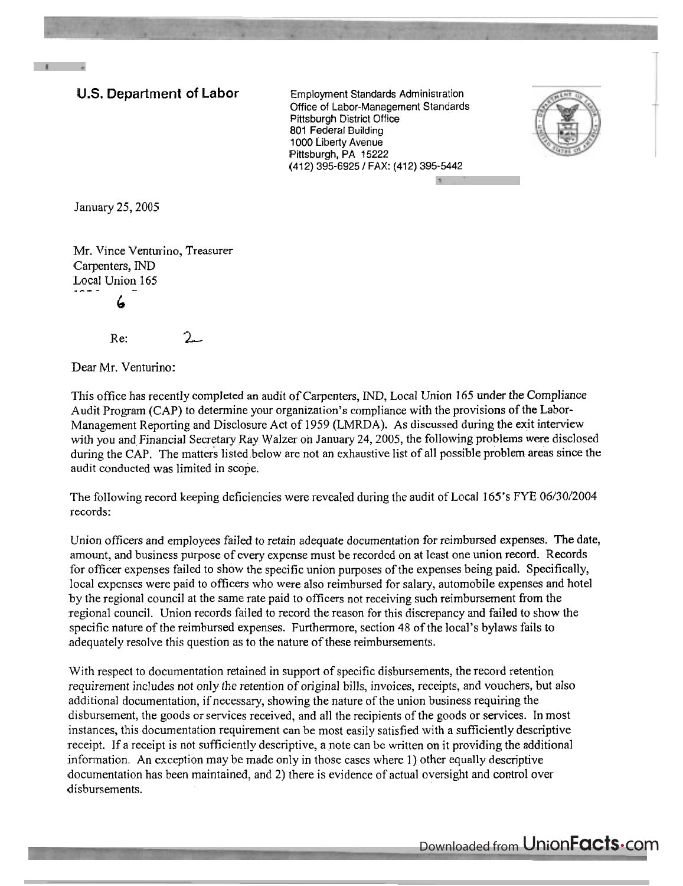**U.S. Department of Labor**

Employment Standards Administration
Office of Labor-Management Standards
Pittsburgh District Office
801 Federal Building
1000 Liberty Avenue
Pittsburgh, PA 15222
(412) 395-6925 / FAX: (412) 395-5442

January 25, 2005

Mr. Vince Venturino, Treasurer
Carpenters, IND
Local Union 165

6

Re: 2

Dear Mr. Venturino:

This office has recently completed an audit of Carpenters, IND, Local Union 165 under the Compliance Audit Program (CAP) to determine your organization's compliance with the provisions of the Labor-Management Reporting and Disclosure Act of 1959 (LMRDA). As discussed during the exit interview with you and Financial Secretary Ray Walzer on January 24, 2005, the following problems were disclosed during the CAP. The matters listed below are not an exhaustive list of all possible problem areas since the audit conducted was limited in scope.

The following record keeping deficiencies were revealed during the audit of Local 165's FYE 06/30/2004 records:

Union officers and employees failed to retain adequate documentation for reimbursed expenses. The date, amount, and business purpose of every expense must be recorded on at least one union record. Records for officer expenses failed to show the specific union purposes of the expenses being paid. Specifically, local expenses were paid to officers who were also reimbursed for salary, automobile expenses and hotel by the regional council at the same rate paid to officers not receiving such reimbursement from the regional council. Union records failed to record the reason for this discrepancy and failed to show the specific nature of the reimbursed expenses. Furthermore, section 48 of the local's bylaws fails to adequately resolve this question as to the nature of these reimbursements.

With respect to documentation retained in support of specific disbursements, the record retention requirement includes not only the retention of original bills, invoices, receipts, and vouchers, but also additional documentation, if necessary, showing the nature of the union business requiring the disbursement, the goods or services received, and all the recipients of the goods or services. In most instances, this documentation requirement can be most easily satisfied with a sufficiently descriptive receipt. If a receipt is not sufficiently descriptive, a note can be written on it providing the additional information. An exception may be made only in those cases where 1) other equally descriptive documentation has been maintained, and 2) there is evidence of actual oversight and control over disbursements.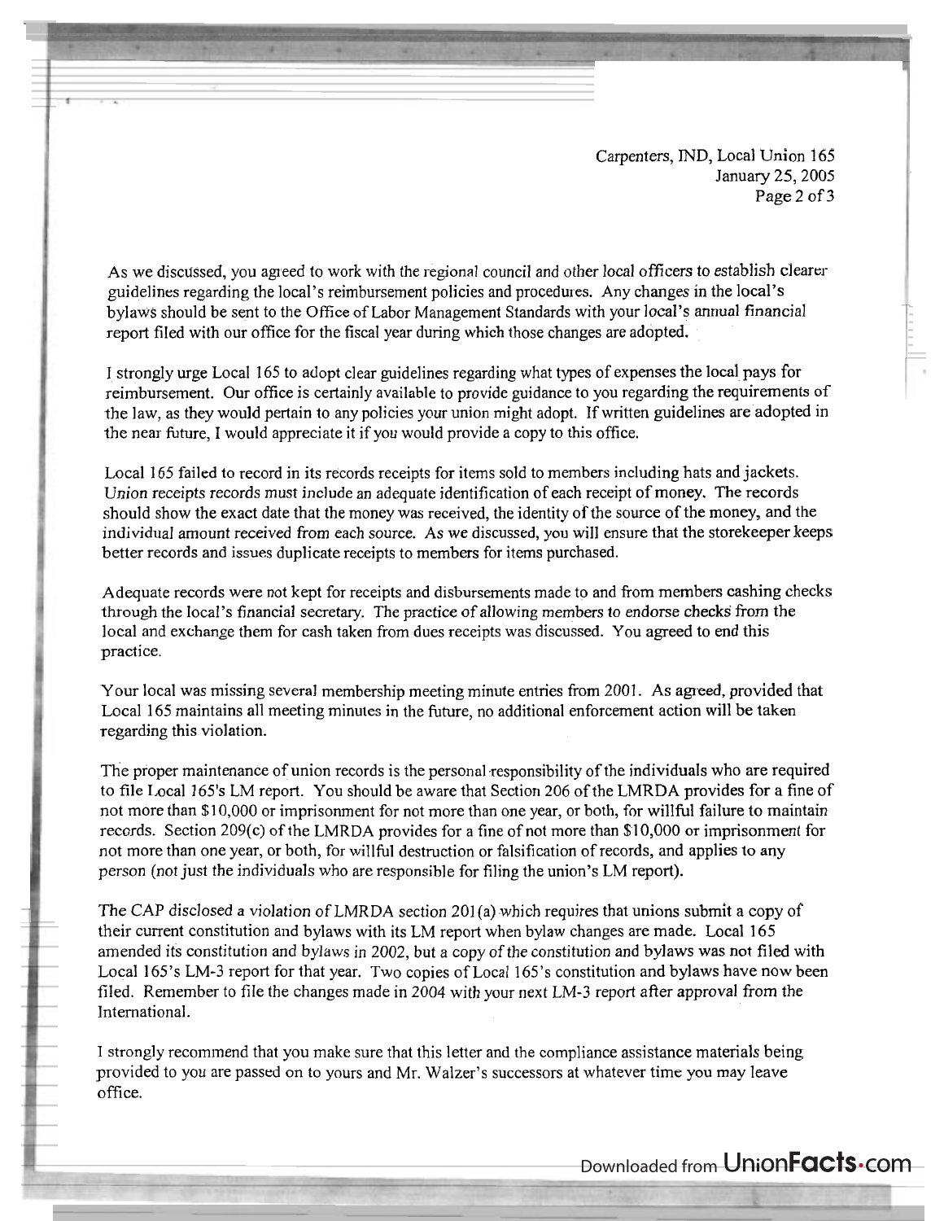As we discussed, you agreed to work with the regional council and other local officers to establish clearer guidelines regarding the local's reimbursement policies and procedures. Any changes in the local's bylaws should be sent to the Office of Labor Management Standards with your local's annual financial report filed with our office for the fiscal year during which those changes are adopted.

I strongly urge Local 165 to adopt clear guidelines regarding what types of expenses the local pays for reimbursement. Our office is certainly available to provide guidance to you regarding the requirements of the law, as they would pertain to any policies your union might adopt. If written guidelines are adopted in the near future, I would appreciate it if you would provide a copy to this office.

Local 165 failed to record in its records receipts for items sold to members including hats and jackets. Union receipts records must include an adequate identification of each receipt of money. The records should show the exact date that the money was received, the identity of the source of the money, and the individual amount received from each source. As we discussed, you will ensure that the storekeeper keeps better records and issues duplicate receipts to members for items purchased.

Adequate records were not kept for receipts and disbursements made to and from members cashing checks through the local's financial secretary. The practice of allowing members to endorse checks from the local and exchange them for cash taken from dues receipts was discussed. You agreed to end this practice.

Your local was missing several membership meeting minute entries from 2001. As agreed, provided that Local 165 maintains all meeting minutes in the future, no additional enforcement action will be taken regarding this violation.

The proper maintenance of union records is the personal responsibility of the individuals who are required to file Local 165's LM report. You should be aware that Section 206 of the LMRDA provides for a fine of not more than $10,000 or imprisonment for not more than one year, or both, for willful failure to maintain records. Section 209(c) of the LMRDA provides for a fine of not more than $10,000 or imprisonment for not more than one year, or both, for willful destruction or falsification of records, and applies to any person (not just the individuals who are responsible for filing the union's LM report).

The CAP disclosed a violation of LMRDA section 201(a) which requires that unions submit a copy of their current constitution and bylaws with its LM report when bylaw changes are made. Local 165 amended its constitution and bylaws in 2002, but a copy of the constitution and bylaws was not filed with Local 165's LM-3 report for that year. Two copies of Local 165's constitution and bylaws have now been filed. Remember to file the changes made in 2004 with your next LM-3 report after approval from the International.

I strongly recommend that you make sure that this letter and the compliance assistance materials being provided to you are passed on to yours and Mr. Walzer's successors at whatever time you may leave office.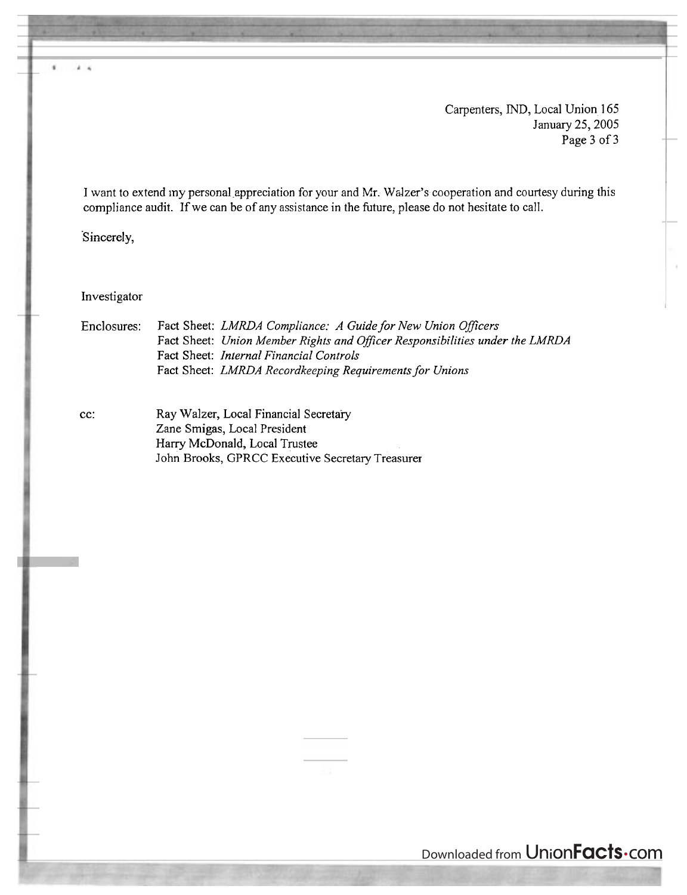I want to extend my personal appreciation for your and Mr. Walzer's cooperation and courtesy during this compliance audit. If we can be of any assistance in the future, please do not hesitate to call.

Sincerely,

Investigator

Enclosures: Fact Sheet: *LMRDA Compliance: A Guide for New Union Officers*
Fact Sheet: *Union Member Rights and Officer Responsibilities under the LMRDA*
Fact Sheet: *Internal Financial Controls*
Fact Sheet: *LMRDA Recordkeeping Requirements for Unions*

cc: Ray Walzer, Local Financial Secretary
Zane Smigas, Local President
Harry McDonald, Local Trustee
John Brooks, GPRCC Executive Secretary Treasurer